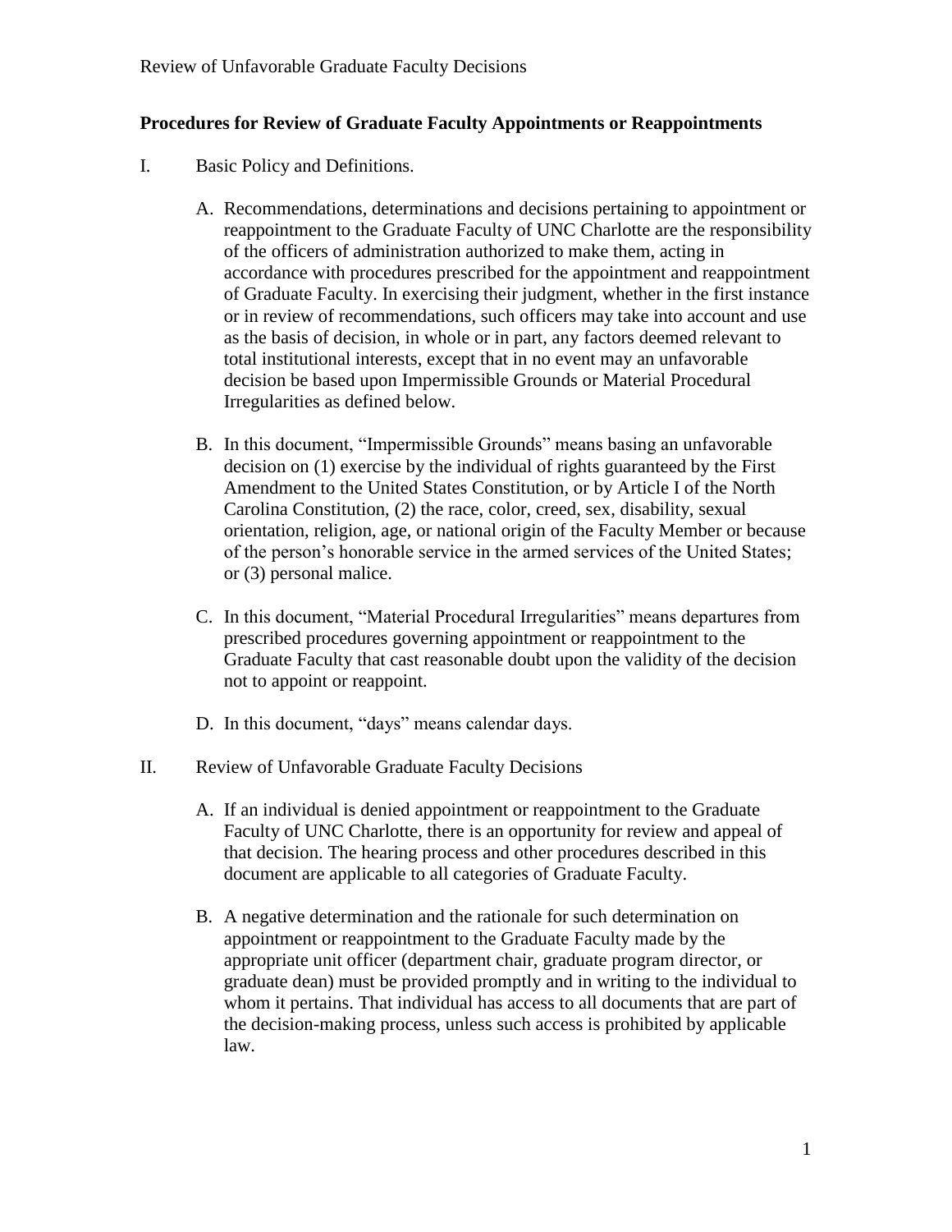## Procedures for Review of Graduate Faculty Appointments or Reappointments

I. Basic Policy and Definitions.

   A. Recommendations, determinations and decisions pertaining to appointment or reappointment to the Graduate Faculty of UNC Charlotte are the responsibility of the officers of administration authorized to make them, acting in accordance with procedures prescribed for the appointment and reappointment of Graduate Faculty. In exercising their judgment, whether in the first instance or in review of recommendations, such officers may take into account and use as the basis of decision, in whole or in part, any factors deemed relevant to total institutional interests, except that in no event may an unfavorable decision be based upon Impermissible Grounds or Material Procedural Irregularities as defined below.

   B. In this document, "Impermissible Grounds" means basing an unfavorable decision on (1) exercise by the individual of rights guaranteed by the First Amendment to the United States Constitution, or by Article I of the North Carolina Constitution, (2) the race, color, creed, sex, disability, sexual orientation, religion, age, or national origin of the Faculty Member or because of the person's honorable service in the armed services of the United States; or (3) personal malice.

   C. In this document, "Material Procedural Irregularities" means departures from prescribed procedures governing appointment or reappointment to the Graduate Faculty that cast reasonable doubt upon the validity of the decision not to appoint or reappoint.

   D. In this document, "days" means calendar days.

II. Review of Unfavorable Graduate Faculty Decisions

   A. If an individual is denied appointment or reappointment to the Graduate Faculty of UNC Charlotte, there is an opportunity for review and appeal of that decision. The hearing process and other procedures described in this document are applicable to all categories of Graduate Faculty.

   B. A negative determination and the rationale for such determination on appointment or reappointment to the Graduate Faculty made by the appropriate unit officer (department chair, graduate program director, or graduate dean) must be provided promptly and in writing to the individual to whom it pertains. That individual has access to all documents that are part of the decision-making process, unless such access is prohibited by applicable law.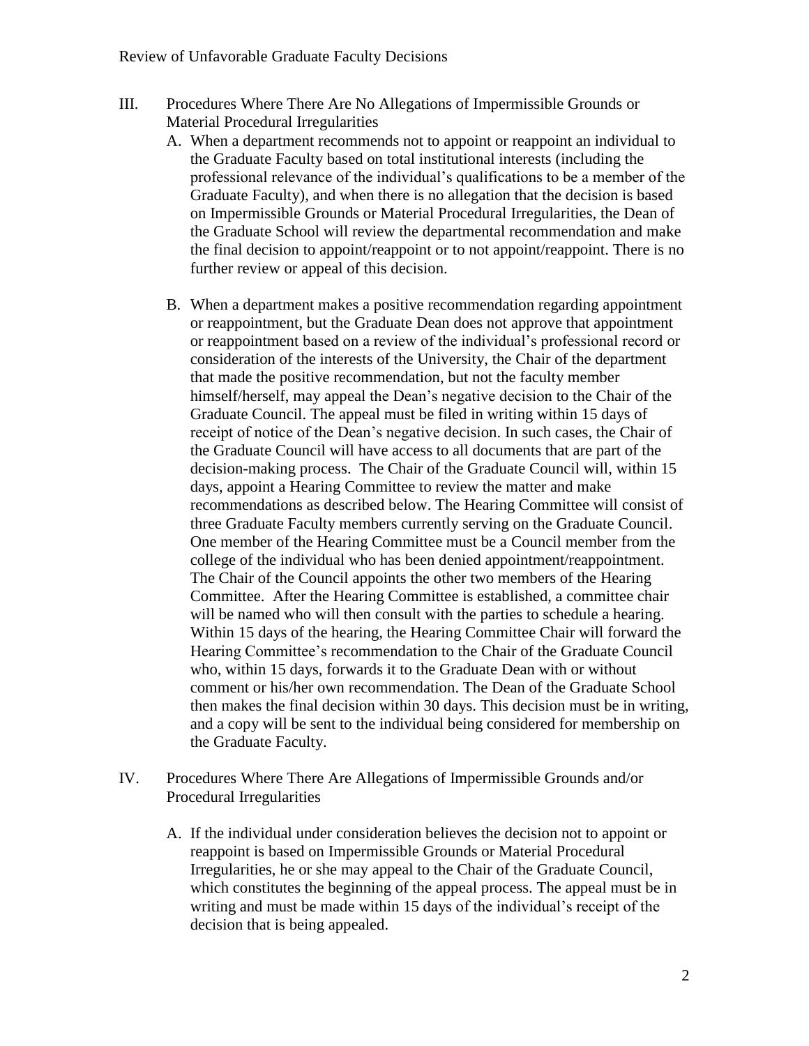III. Procedures Where There Are No Allegations of Impermissible Grounds or Material Procedural Irregularities

   A. When a department recommends not to appoint or reappoint an individual to the Graduate Faculty based on total institutional interests (including the professional relevance of the individual's qualifications to be a member of the Graduate Faculty), and when there is no allegation that the decision is based on Impermissible Grounds or Material Procedural Irregularities, the Dean of the Graduate School will review the departmental recommendation and make the final decision to appoint/reappoint or to not appoint/reappoint. There is no further review or appeal of this decision.

   B. When a department makes a positive recommendation regarding appointment or reappointment, but the Graduate Dean does not approve that appointment or reappointment based on a review of the individual's professional record or consideration of the interests of the University, the Chair of the department that made the positive recommendation, but not the faculty member himself/herself, may appeal the Dean's negative decision to the Chair of the Graduate Council. The appeal must be filed in writing within 15 days of receipt of notice of the Dean's negative decision. In such cases, the Chair of the Graduate Council will have access to all documents that are part of the decision-making process. The Chair of the Graduate Council will, within 15 days, appoint a Hearing Committee to review the matter and make recommendations as described below. The Hearing Committee will consist of three Graduate Faculty members currently serving on the Graduate Council. One member of the Hearing Committee must be a Council member from the college of the individual who has been denied appointment/reappointment. The Chair of the Council appoints the other two members of the Hearing Committee. After the Hearing Committee is established, a committee chair will be named who will then consult with the parties to schedule a hearing. Within 15 days of the hearing, the Hearing Committee Chair will forward the Hearing Committee's recommendation to the Chair of the Graduate Council who, within 15 days, forwards it to the Graduate Dean with or without comment or his/her own recommendation. The Dean of the Graduate School then makes the final decision within 30 days. This decision must be in writing, and a copy will be sent to the individual being considered for membership on the Graduate Faculty.

IV. Procedures Where There Are Allegations of Impermissible Grounds and/or Procedural Irregularities

   A. If the individual under consideration believes the decision not to appoint or reappoint is based on Impermissible Grounds or Material Procedural Irregularities, he or she may appeal to the Chair of the Graduate Council, which constitutes the beginning of the appeal process. The appeal must be in writing and must be made within 15 days of the individual's receipt of the decision that is being appealed.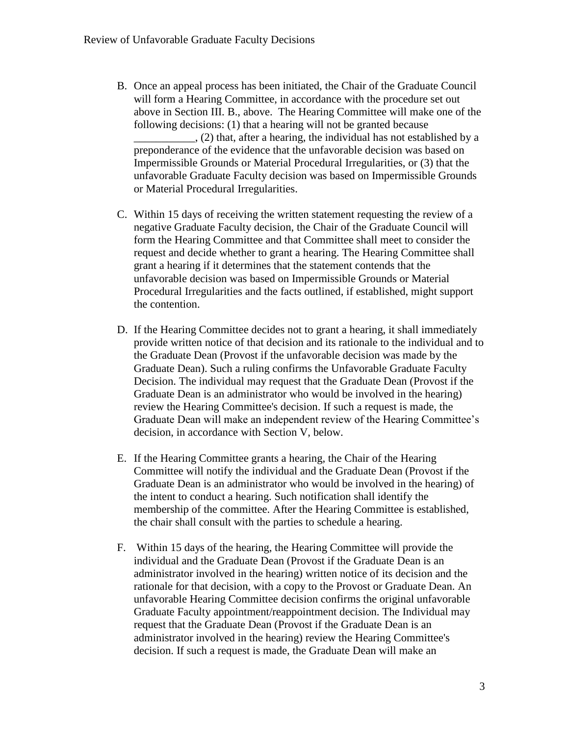B. Once an appeal process has been initiated, the Chair of the Graduate Council will form a Hearing Committee, in accordance with the procedure set out above in Section III. B., above. The Hearing Committee will make one of the following decisions: (1) that a hearing will not be granted because ___________, (2) that, after a hearing, the individual has not established by a preponderance of the evidence that the unfavorable decision was based on Impermissible Grounds or Material Procedural Irregularities, or (3) that the unfavorable Graduate Faculty decision was based on Impermissible Grounds or Material Procedural Irregularities.

C. Within 15 days of receiving the written statement requesting the review of a negative Graduate Faculty decision, the Chair of the Graduate Council will form the Hearing Committee and that Committee shall meet to consider the request and decide whether to grant a hearing. The Hearing Committee shall grant a hearing if it determines that the statement contends that the unfavorable decision was based on Impermissible Grounds or Material Procedural Irregularities and the facts outlined, if established, might support the contention.

D. If the Hearing Committee decides not to grant a hearing, it shall immediately provide written notice of that decision and its rationale to the individual and to the Graduate Dean (Provost if the unfavorable decision was made by the Graduate Dean). Such a ruling confirms the Unfavorable Graduate Faculty Decision. The individual may request that the Graduate Dean (Provost if the Graduate Dean is an administrator who would be involved in the hearing) review the Hearing Committee's decision. If such a request is made, the Graduate Dean will make an independent review of the Hearing Committee's decision, in accordance with Section V, below.

E. If the Hearing Committee grants a hearing, the Chair of the Hearing Committee will notify the individual and the Graduate Dean (Provost if the Graduate Dean is an administrator who would be involved in the hearing) of the intent to conduct a hearing. Such notification shall identify the membership of the committee. After the Hearing Committee is established, the chair shall consult with the parties to schedule a hearing.

F. Within 15 days of the hearing, the Hearing Committee will provide the individual and the Graduate Dean (Provost if the Graduate Dean is an administrator involved in the hearing) written notice of its decision and the rationale for that decision, with a copy to the Provost or Graduate Dean. An unfavorable Hearing Committee decision confirms the original unfavorable Graduate Faculty appointment/reappointment decision. The Individual may request that the Graduate Dean (Provost if the Graduate Dean is an administrator involved in the hearing) review the Hearing Committee's decision. If such a request is made, the Graduate Dean will make an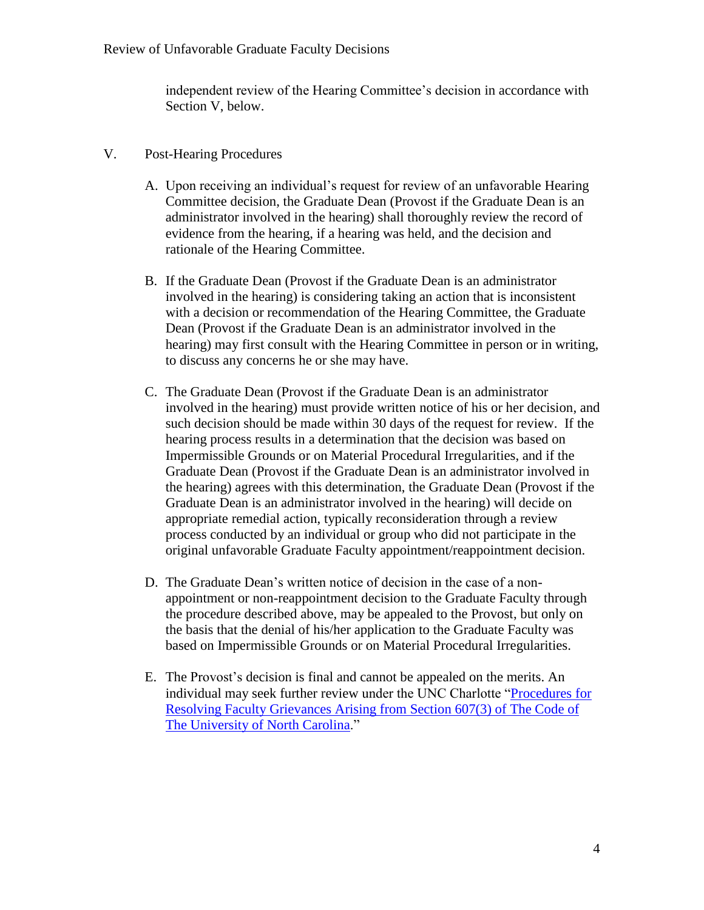independent review of the Hearing Committee's decision in accordance with Section V, below.

## V. Post-Hearing Procedures

A. Upon receiving an individual's request for review of an unfavorable Hearing Committee decision, the Graduate Dean (Provost if the Graduate Dean is an administrator involved in the hearing) shall thoroughly review the record of evidence from the hearing, if a hearing was held, and the decision and rationale of the Hearing Committee.

B. If the Graduate Dean (Provost if the Graduate Dean is an administrator involved in the hearing) is considering taking an action that is inconsistent with a decision or recommendation of the Hearing Committee, the Graduate Dean (Provost if the Graduate Dean is an administrator involved in the hearing) may first consult with the Hearing Committee in person or in writing, to discuss any concerns he or she may have.

C. The Graduate Dean (Provost if the Graduate Dean is an administrator involved in the hearing) must provide written notice of his or her decision, and such decision should be made within 30 days of the request for review. If the hearing process results in a determination that the decision was based on Impermissible Grounds or on Material Procedural Irregularities, and if the Graduate Dean (Provost if the Graduate Dean is an administrator involved in the hearing) agrees with this determination, the Graduate Dean (Provost if the Graduate Dean is an administrator involved in the hearing) will decide on appropriate remedial action, typically reconsideration through a review process conducted by an individual or group who did not participate in the original unfavorable Graduate Faculty appointment/reappointment decision.

D. The Graduate Dean's written notice of decision in the case of a non-appointment or non-reappointment decision to the Graduate Faculty through the procedure described above, may be appealed to the Provost, but only on the basis that the denial of his/her application to the Graduate Faculty was based on Impermissible Grounds or on Material Procedural Irregularities.

E. The Provost's decision is final and cannot be appealed on the merits. An individual may seek further review under the UNC Charlotte "Procedures for Resolving Faculty Grievances Arising from Section 607(3) of The Code of The University of North Carolina."